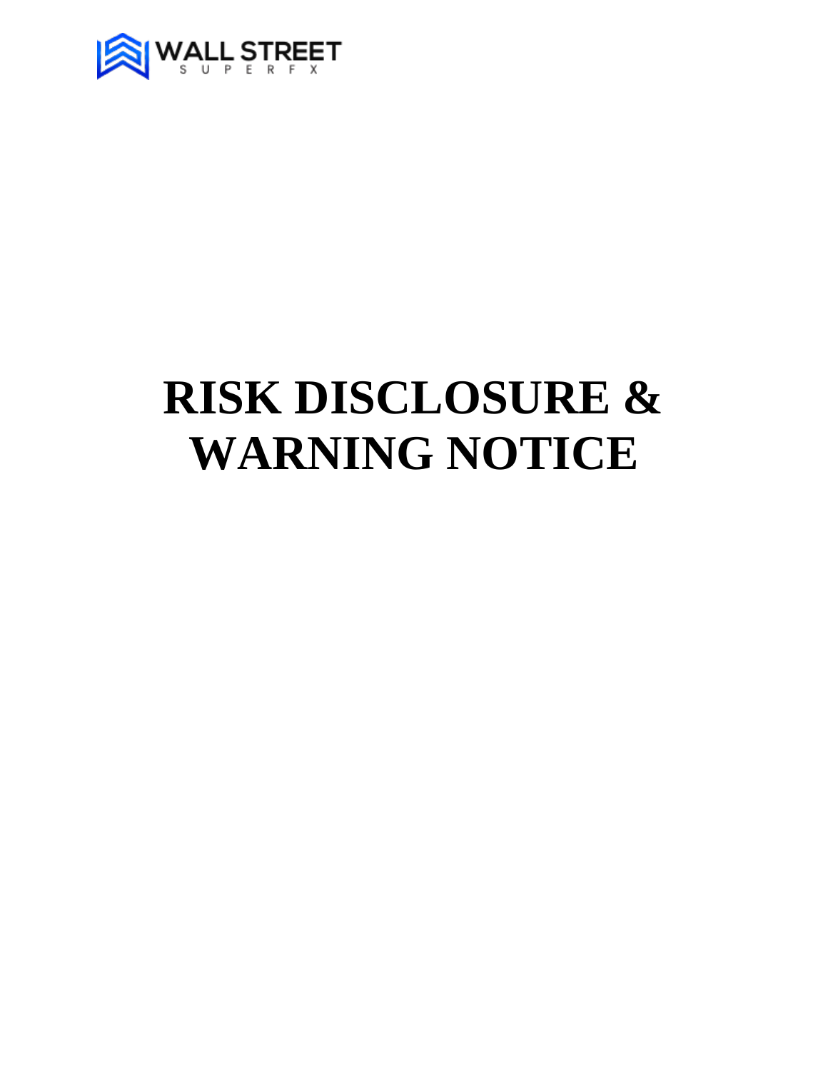WALL STREET
SUPERFX

# RISK DISCLOSURE & WARNING NOTICE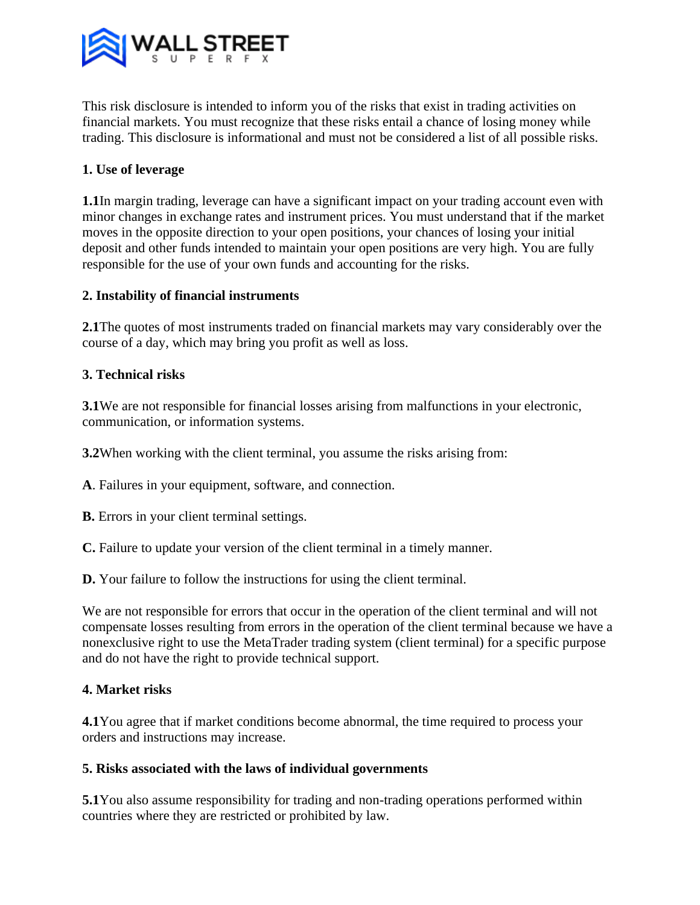This risk disclosure is intended to inform you of the risks that exist in trading activities on financial markets. You must recognize that these risks entail a chance of losing money while trading. This disclosure is informational and must not be considered a list of all possible risks.

**1. Use of leverage**

**1.1**In margin trading, leverage can have a significant impact on your trading account even with minor changes in exchange rates and instrument prices. You must understand that if the market moves in the opposite direction to your open positions, your chances of losing your initial deposit and other funds intended to maintain your open positions are very high. You are fully responsible for the use of your own funds and accounting for the risks.

**2. Instability of financial instruments**

**2.1**The quotes of most instruments traded on financial markets may vary considerably over the course of a day, which may bring you profit as well as loss.

**3. Technical risks**

**3.1**We are not responsible for financial losses arising from malfunctions in your electronic, communication, or information systems.

**3.2**When working with the client terminal, you assume the risks arising from:

**A**. Failures in your equipment, software, and connection.

**B.** Errors in your client terminal settings.

**C.** Failure to update your version of the client terminal in a timely manner.

**D.** Your failure to follow the instructions for using the client terminal.

We are not responsible for errors that occur in the operation of the client terminal and will not compensate losses resulting from errors in the operation of the client terminal because we have a nonexclusive right to use the MetaTrader trading system (client terminal) for a specific purpose and do not have the right to provide technical support.

**4. Market risks**

**4.1**You agree that if market conditions become abnormal, the time required to process your orders and instructions may increase.

**5. Risks associated with the laws of individual governments**

**5.1**You also assume responsibility for trading and non-trading operations performed within countries where they are restricted or prohibited by law.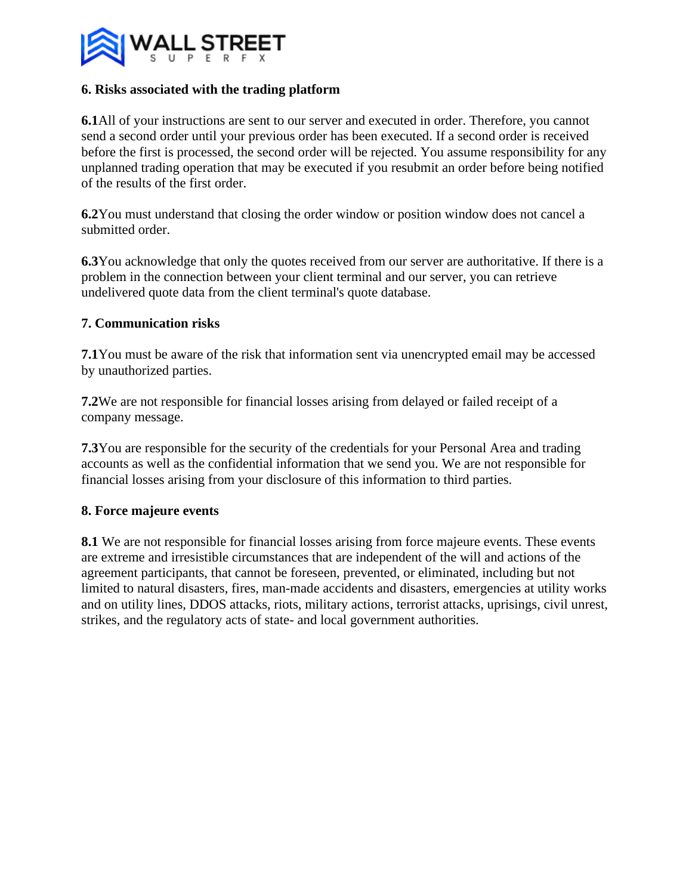## 6. Risks associated with the trading platform

**6.1**All of your instructions are sent to our server and executed in order. Therefore, you cannot send a second order until your previous order has been executed. If a second order is received before the first is processed, the second order will be rejected. You assume responsibility for any unplanned trading operation that may be executed if you resubmit an order before being notified of the results of the first order.

**6.2**You must understand that closing the order window or position window does not cancel a submitted order.

**6.3**You acknowledge that only the quotes received from our server are authoritative. If there is a problem in the connection between your client terminal and our server, you can retrieve undelivered quote data from the client terminal's quote database.

## 7. Communication risks

**7.1**You must be aware of the risk that information sent via unencrypted email may be accessed by unauthorized parties.

**7.2**We are not responsible for financial losses arising from delayed or failed receipt of a company message.

**7.3**You are responsible for the security of the credentials for your Personal Area and trading accounts as well as the confidential information that we send you. We are not responsible for financial losses arising from your disclosure of this information to third parties.

## 8. Force majeure events

**8.1** We are not responsible for financial losses arising from force majeure events. These events are extreme and irresistible circumstances that are independent of the will and actions of the agreement participants, that cannot be foreseen, prevented, or eliminated, including but not limited to natural disasters, fires, man-made accidents and disasters, emergencies at utility works and on utility lines, DDOS attacks, riots, military actions, terrorist attacks, uprisings, civil unrest, strikes, and the regulatory acts of state- and local government authorities.